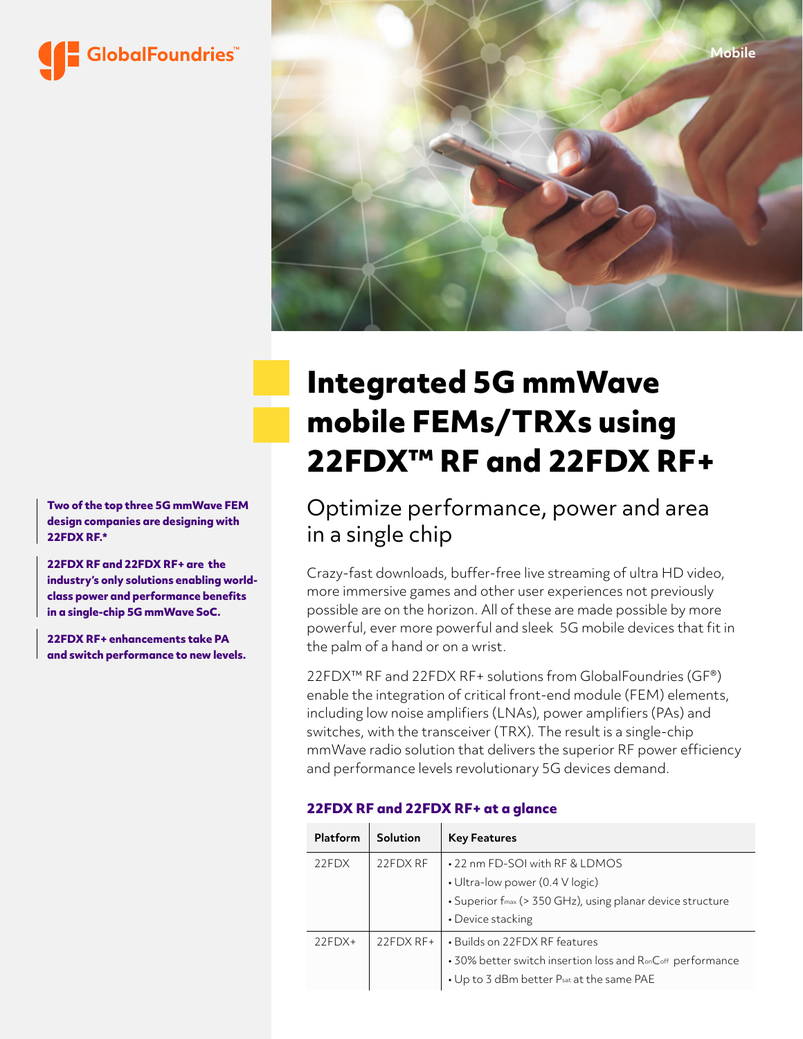GlobalFoundries™

Mobile

# Integrated 5G mmWave mobile FEMs/TRXs using 22FDX™ RF and 22FDX RF+

**Two of the top three 5G mmWave FEM design companies are designing with 22FDX RF.***

**22FDX RF and 22FDX RF+ are the industry's only solutions enabling world-class power and performance benefits in a single-chip 5G mmWave SoC.**

**22FDX RF+ enhancements take PA and switch performance to new levels.**

## Optimize performance, power and area in a single chip

Crazy-fast downloads, buffer-free live streaming of ultra HD video, more immersive games and other user experiences not previously possible are on the horizon. All of these are made possible by more powerful, ever more powerful and sleek 5G mobile devices that fit in the palm of a hand or on a wrist.

22FDX™ RF and 22FDX RF+ solutions from GlobalFoundries (GF®) enable the integration of critical front-end module (FEM) elements, including low noise amplifiers (LNAs), power amplifiers (PAs) and switches, with the transceiver (TRX). The result is a single-chip mmWave radio solution that delivers the superior RF power efficiency and performance levels revolutionary 5G devices demand.

### 22FDX RF and 22FDX RF+ at a glance

| Platform | Solution | Key Features |
|---|---|---|
| 22FDX | 22FDX RF | • 22 nm FD-SOI with RF & LDMOS<br>• Ultra-low power (0.4 V logic)<br>• Superior $f_{max}$ (> 350 GHz), using planar device structure<br>• Device stacking |
| 22FDX+ | 22FDX RF+ | • Builds on 22FDX RF features<br>• 30% better switch insertion loss and $R_{on}C_{off}$ performance<br>• Up to 3 dBm better $P_{sat}$ at the same PAE |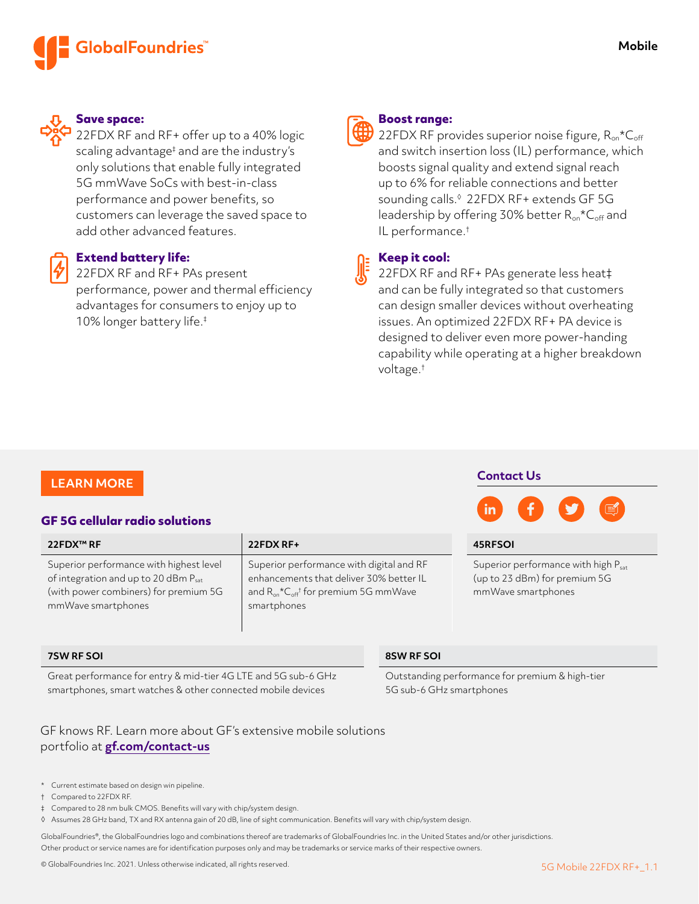### Save space:

22FDX RF and RF+ offer up to a 40% logic scaling advantage‡ and are the industry's only solutions that enable fully integrated 5G mmWave SoCs with best-in-class performance and power benefits, so customers can leverage the saved space to add other advanced features.

### Extend battery life:

22FDX RF and RF+ PAs present performance, power and thermal efficiency advantages for consumers to enjoy up to 10% longer battery life.‡

### Boost range:

22FDX RF provides superior noise figure, $R_{on}$*$C_{off}$ and switch insertion loss (IL) performance, which boosts signal quality and extend signal reach up to 6% for reliable connections and better sounding calls.◊ 22FDX RF+ extends GF 5G leadership by offering 30% better $R_{on}$*$C_{off}$ and IL performance.†

### Keep it cool:

22FDX RF and RF+ PAs generate less heat‡ and can be fully integrated so that customers can design smaller devices without overheating issues. An optimized 22FDX RF+ PA device is designed to deliver even more power-handing capability while operating at a higher breakdown voltage.†

**LEARN MORE**

**Contact Us**

## GF 5G cellular radio solutions

| 22FDX™ RF | 22FDX RF+ | 45RFSOI |
|---|---|---|
| Superior performance with highest level of integration and up to 20 dBm $P_{sat}$ (with power combiners) for premium 5G mmWave smartphones | Superior performance with digital and RF enhancements that deliver 30% better IL and $R_{on}$*$C_{off}$† for premium 5G mmWave smartphones | Superior performance with high $P_{sat}$ (up to 23 dBm) for premium 5G mmWave smartphones |

| 7SW RF SOI | 8SW RF SOI |
|---|---|
| Great performance for entry & mid-tier 4G LTE and 5G sub-6 GHz smartphones, smart watches & other connected mobile devices | Outstanding performance for premium & high-tier 5G sub-6 GHz smartphones |

GF knows RF. Learn more about GF's extensive mobile solutions portfolio at **gf.com/contact-us**

\* Current estimate based on design win pipeline.
† Compared to 22FDX RF.
‡ Compared to 28 nm bulk CMOS. Benefits will vary with chip/system design.
◊ Assumes 28 GHz band, TX and RX antenna gain of 20 dB, line of sight communication. Benefits will vary with chip/system design.

GlobalFoundries®, the GlobalFoundries logo and combinations thereof are trademarks of GlobalFoundries Inc. in the United States and/or other jurisdictions.
Other product or service names are for identification purposes only and may be trademarks or service marks of their respective owners.

© GlobalFoundries Inc. 2021. Unless otherwise indicated, all rights reserved.

5G Mobile 22FDX RF+_1.1